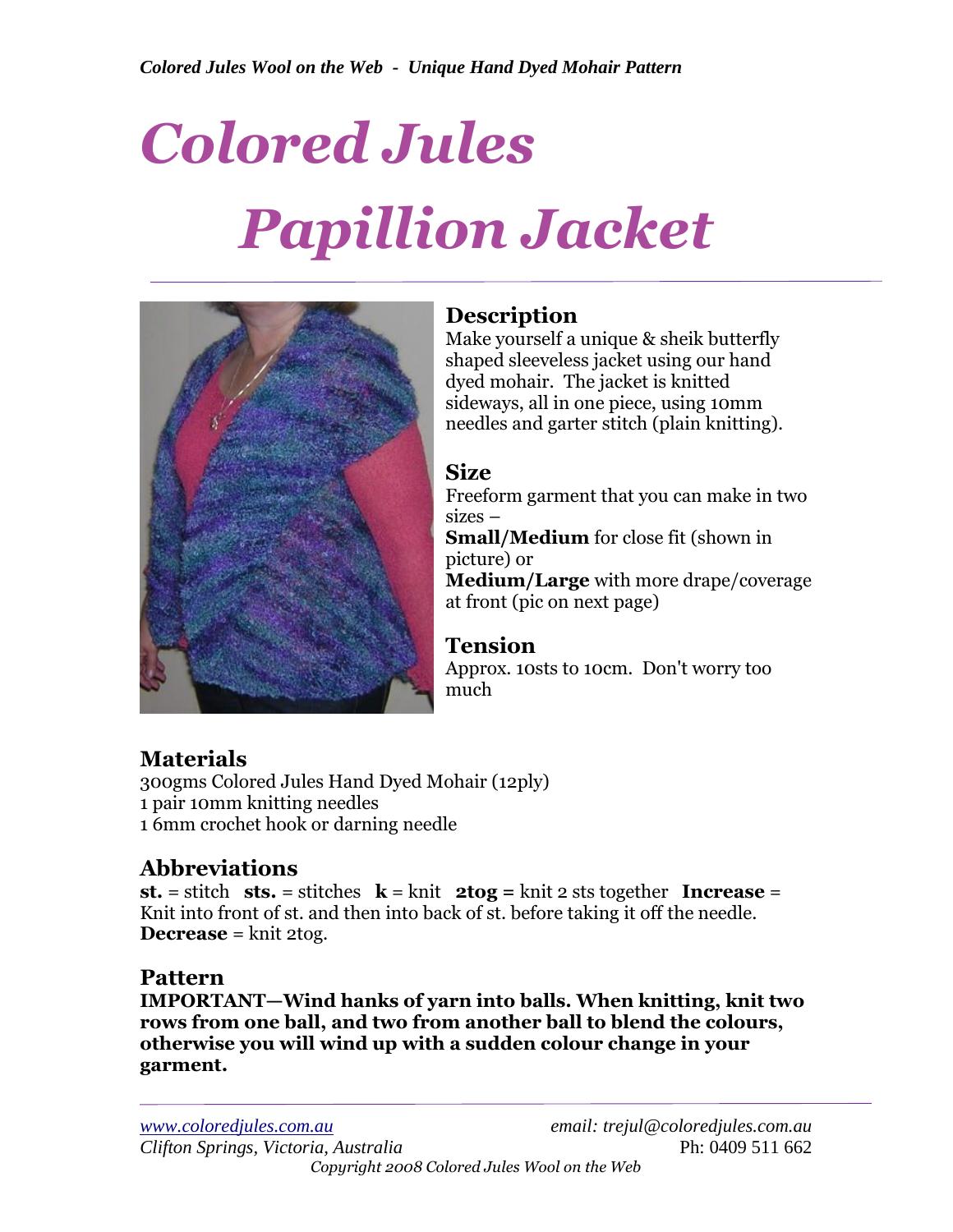# Colored Jules

# Papillion Jacket

## Description

Make yourself a unique & sheik butterfly shaped sleeveless jacket using our hand dyed mohair. The jacket is knitted sideways, all in one piece, using 10mm needles and garter stitch (plain knitting).

## Size

Freeform garment that you can make in two sizes –
**Small/Medium** for close fit (shown in picture) or
**Medium/Large** with more drape/coverage at front (pic on next page)

## Tension

Approx. 10sts to 10cm. Don't worry too much

## Materials

300gms Colored Jules Hand Dyed Mohair (12ply)
1 pair 10mm knitting needles
1 6mm crochet hook or darning needle

## Abbreviations

**st.** = stitch **sts.** = stitches **k** = knit **2tog =** knit 2 sts together **Increase** = Knit into front of st. and then into back of st. before taking it off the needle.
**Decrease** = knit 2tog.

## Pattern

**IMPORTANT—Wind hanks of yarn into balls. When knitting, knit two rows from one ball, and two from another ball to blend the colours, otherwise you will wind up with a sudden colour change in your garment.**

*www.coloredjules.com.au* *email: trejul@coloredjules.com.au*
*Clifton Springs, Victoria, Australia* Ph: 0409 511 662
*Copyright 2008 Colored Jules Wool on the Web*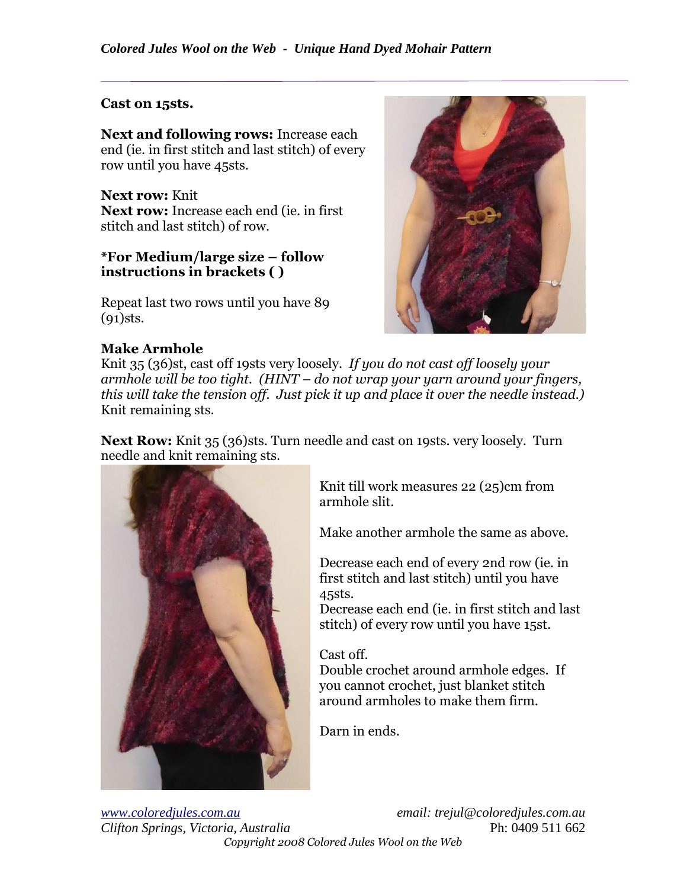**Cast on 15sts.**

**Next and following rows:** Increase each end (ie. in first stitch and last stitch) of every row until you have 45sts.

**Next row:** Knit
**Next row:** Increase each end (ie. in first stitch and last stitch) of row.

**\*For Medium/large size – follow instructions in brackets ( )**

Repeat last two rows until you have 89 (91)sts.

**Make Armhole**
Knit 35 (36)st, cast off 19sts very loosely. *If you do not cast off loosely your armhole will be too tight. (HINT – do not wrap your yarn around your fingers, this will take the tension off. Just pick it up and place it over the needle instead.)* Knit remaining sts.

**Next Row:** Knit 35 (36)sts. Turn needle and cast on 19sts. very loosely. Turn needle and knit remaining sts.

Knit till work measures 22 (25)cm from armhole slit.

Make another armhole the same as above.

Decrease each end of every 2nd row (ie. in first stitch and last stitch) until you have 45sts.
Decrease each end (ie. in first stitch and last stitch) of every row until you have 15st.

Cast off.
Double crochet around armhole edges. If you cannot crochet, just blanket stitch around armholes to make them firm.

Darn in ends.

*www.coloredjules.com.au* *email: trejul@coloredjules.com.au*
*Clifton Springs, Victoria, Australia* Ph: 0409 511 662
*Copyright 2008 Colored Jules Wool on the Web*